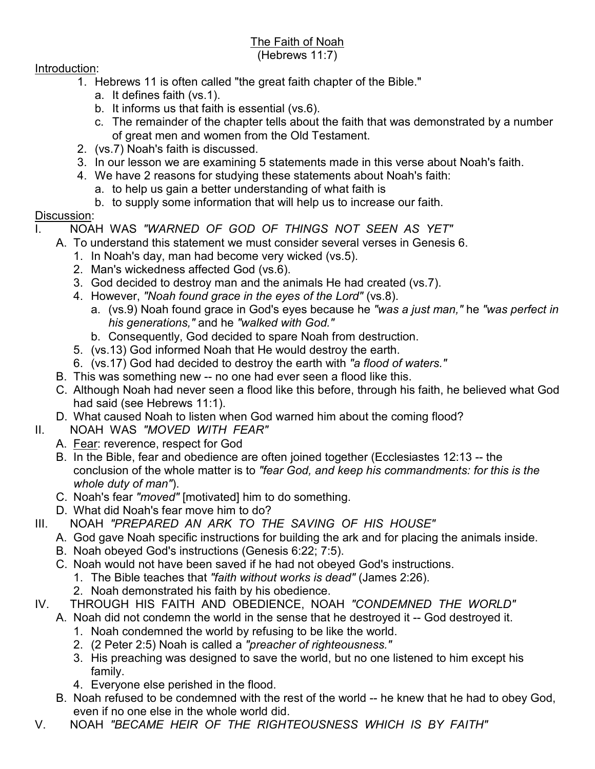# <u>The Faith of Noah</u>

(Hebrews 11:7)

<u>Introduction</u>:

1. Hebrews 11 is often called "the great faith chapter of the Bible."
   a. It defines faith (vs.1).
   b. It informs us that faith is essential (vs.6).
   c. The remainder of the chapter tells about the faith that was demonstrated by a number of great men and women from the Old Testament.
2. (vs.7) Noah's faith is discussed.
3. In our lesson we are examining 5 statements made in this verse about Noah's faith.
4. We have 2 reasons for studying these statements about Noah's faith:
   a. to help us gain a better understanding of what faith is
   b. to supply some information that will help us to increase our faith.

<u>Discussion</u>:

I. NOAH WAS *"WARNED OF GOD OF THINGS NOT SEEN AS YET"*
   A. To understand this statement we must consider several verses in Genesis 6.
      1. In Noah's day, man had become very wicked (vs.5).
      2. Man's wickedness affected God (vs.6).
      3. God decided to destroy man and the animals He had created (vs.7).
      4. However, *"Noah found grace in the eyes of the Lord"* (vs.8).
         a. (vs.9) Noah found grace in God's eyes because he *"was a just man,"* he *"was perfect in his generations,"* and he *"walked with God."*
         b. Consequently, God decided to spare Noah from destruction.
      5. (vs.13) God informed Noah that He would destroy the earth.
      6. (vs.17) God had decided to destroy the earth with *"a flood of waters."*
   B. This was something new -- no one had ever seen a flood like this.
   C. Although Noah had never seen a flood like this before, through his faith, he believed what God had said (see Hebrews 11:1).
   D. What caused Noah to listen when God warned him about the coming flood?

II. NOAH WAS *"MOVED WITH FEAR"*
   A. <u>Fear</u>: reverence, respect for God
   B. In the Bible, fear and obedience are often joined together (Ecclesiastes 12:13 -- the conclusion of the whole matter is to *"fear God, and keep his commandments: for this is the whole duty of man"*).
   C. Noah's fear *"moved"* [motivated] him to do something.
   D. What did Noah's fear move him to do?

III. NOAH *"PREPARED AN ARK TO THE SAVING OF HIS HOUSE"*
   A. God gave Noah specific instructions for building the ark and for placing the animals inside.
   B. Noah obeyed God's instructions (Genesis 6:22; 7:5).
   C. Noah would not have been saved if he had not obeyed God's instructions.
      1. The Bible teaches that *"faith without works is dead"* (James 2:26).
      2. Noah demonstrated his faith by his obedience.

IV. THROUGH HIS FAITH AND OBEDIENCE, NOAH *"CONDEMNED THE WORLD"*
   A. Noah did not condemn the world in the sense that he destroyed it -- God destroyed it.
      1. Noah condemned the world by refusing to be like the world.
      2. (2 Peter 2:5) Noah is called a *"preacher of righteousness."*
      3. His preaching was designed to save the world, but no one listened to him except his family.
      4. Everyone else perished in the flood.
   B. Noah refused to be condemned with the rest of the world -- he knew that he had to obey God, even if no one else in the whole world did.

V. NOAH *"BECAME HEIR OF THE RIGHTEOUSNESS WHICH IS BY FAITH"*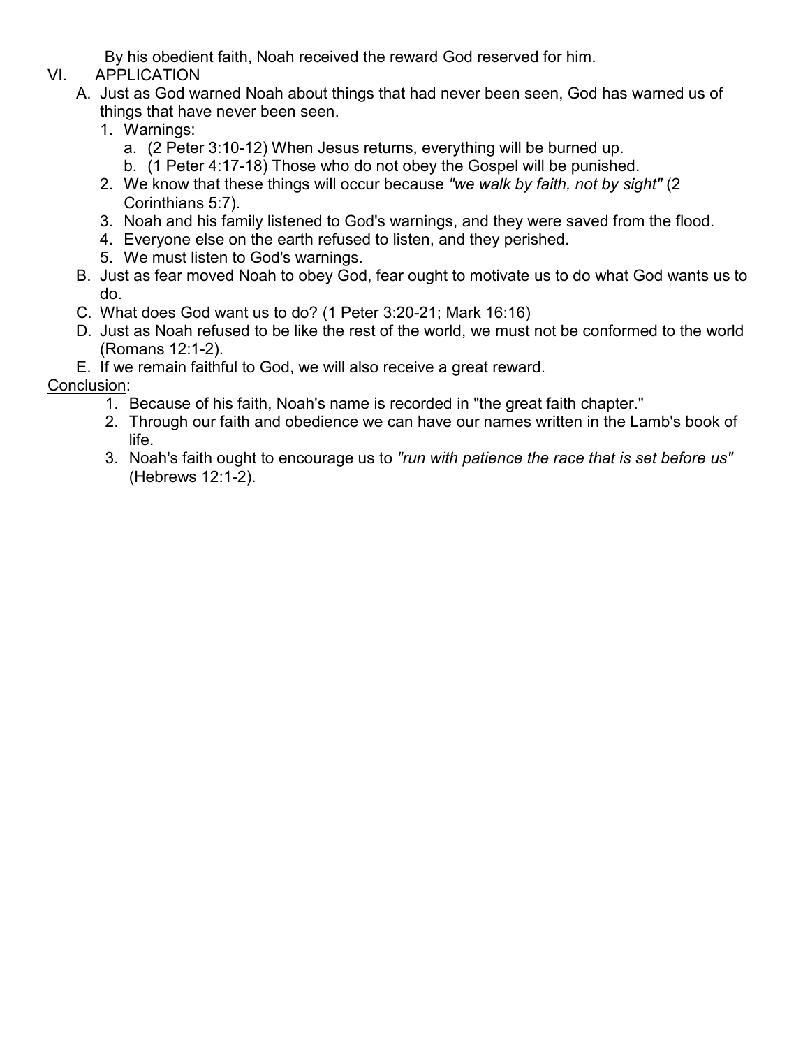By his obedient faith, Noah received the reward God reserved for him.

VI. APPLICATION

A. Just as God warned Noah about things that had never been seen, God has warned us of things that have never been seen.
   1. Warnings:
      a. (2 Peter 3:10-12) When Jesus returns, everything will be burned up.
      b. (1 Peter 4:17-18) Those who do not obey the Gospel will be punished.
   2. We know that these things will occur because *"we walk by faith, not by sight"* (2 Corinthians 5:7).
   3. Noah and his family listened to God's warnings, and they were saved from the flood.
   4. Everyone else on the earth refused to listen, and they perished.
   5. We must listen to God's warnings.

B. Just as fear moved Noah to obey God, fear ought to motivate us to do what God wants us to do.

C. What does God want us to do? (1 Peter 3:20-21; Mark 16:16)

D. Just as Noah refused to be like the rest of the world, we must not be conformed to the world (Romans 12:1-2).

E. If we remain faithful to God, we will also receive a great reward.

<u>Conclusion</u>:

1. Because of his faith, Noah's name is recorded in "the great faith chapter."
2. Through our faith and obedience we can have our names written in the Lamb's book of life.
3. Noah's faith ought to encourage us to *"run with patience the race that is set before us"* (Hebrews 12:1-2).